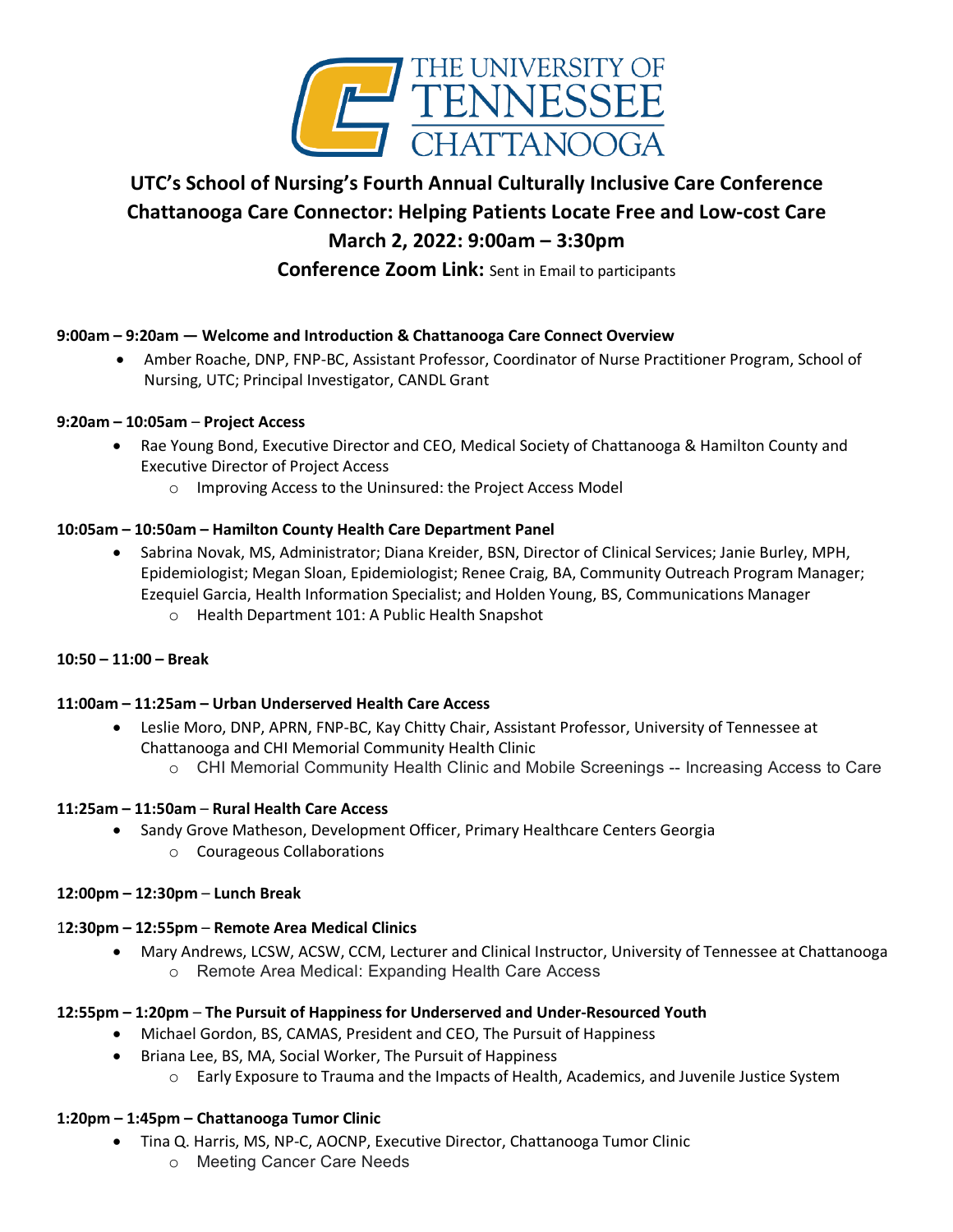THE UNIVERSITY OF TENNESSEE CHATTANOOGA

# UTC's School of Nursing's Fourth Annual Culturally Inclusive Care Conference

## Chattanooga Care Connector: Helping Patients Locate Free and Low-cost Care

## March 2, 2022: 9:00am – 3:30pm

**Conference Zoom Link:** Sent in Email to participants

**9:00am – 9:20am — Welcome and Introduction & Chattanooga Care Connect Overview**

- Amber Roache, DNP, FNP-BC, Assistant Professor, Coordinator of Nurse Practitioner Program, School of Nursing, UTC; Principal Investigator, CANDL Grant

**9:20am – 10:05am – Project Access**

- Rae Young Bond, Executive Director and CEO, Medical Society of Chattanooga & Hamilton County and Executive Director of Project Access
  - Improving Access to the Uninsured: the Project Access Model

**10:05am – 10:50am – Hamilton County Health Care Department Panel**

- Sabrina Novak, MS, Administrator; Diana Kreider, BSN, Director of Clinical Services; Janie Burley, MPH, Epidemiologist; Megan Sloan, Epidemiologist; Renee Craig, BA, Community Outreach Program Manager; Ezequiel Garcia, Health Information Specialist; and Holden Young, BS, Communications Manager
  - Health Department 101: A Public Health Snapshot

**10:50 – 11:00 – Break**

**11:00am – 11:25am – Urban Underserved Health Care Access**

- Leslie Moro, DNP, APRN, FNP-BC, Kay Chitty Chair, Assistant Professor, University of Tennessee at Chattanooga and CHI Memorial Community Health Clinic
  - CHI Memorial Community Health Clinic and Mobile Screenings -- Increasing Access to Care

**11:25am – 11:50am – Rural Health Care Access**

- Sandy Grove Matheson, Development Officer, Primary Healthcare Centers Georgia
  - Courageous Collaborations

**12:00pm – 12:30pm – Lunch Break**

**12:30pm – 12:55pm – Remote Area Medical Clinics**

- Mary Andrews, LCSW, ACSW, CCM, Lecturer and Clinical Instructor, University of Tennessee at Chattanooga
  - Remote Area Medical: Expanding Health Care Access

**12:55pm – 1:20pm – The Pursuit of Happiness for Underserved and Under-Resourced Youth**

- Michael Gordon, BS, CAMAS, President and CEO, The Pursuit of Happiness
- Briana Lee, BS, MA, Social Worker, The Pursuit of Happiness
  - Early Exposure to Trauma and the Impacts of Health, Academics, and Juvenile Justice System

**1:20pm – 1:45pm – Chattanooga Tumor Clinic**

- Tina Q. Harris, MS, NP-C, AOCNP, Executive Director, Chattanooga Tumor Clinic
  - Meeting Cancer Care Needs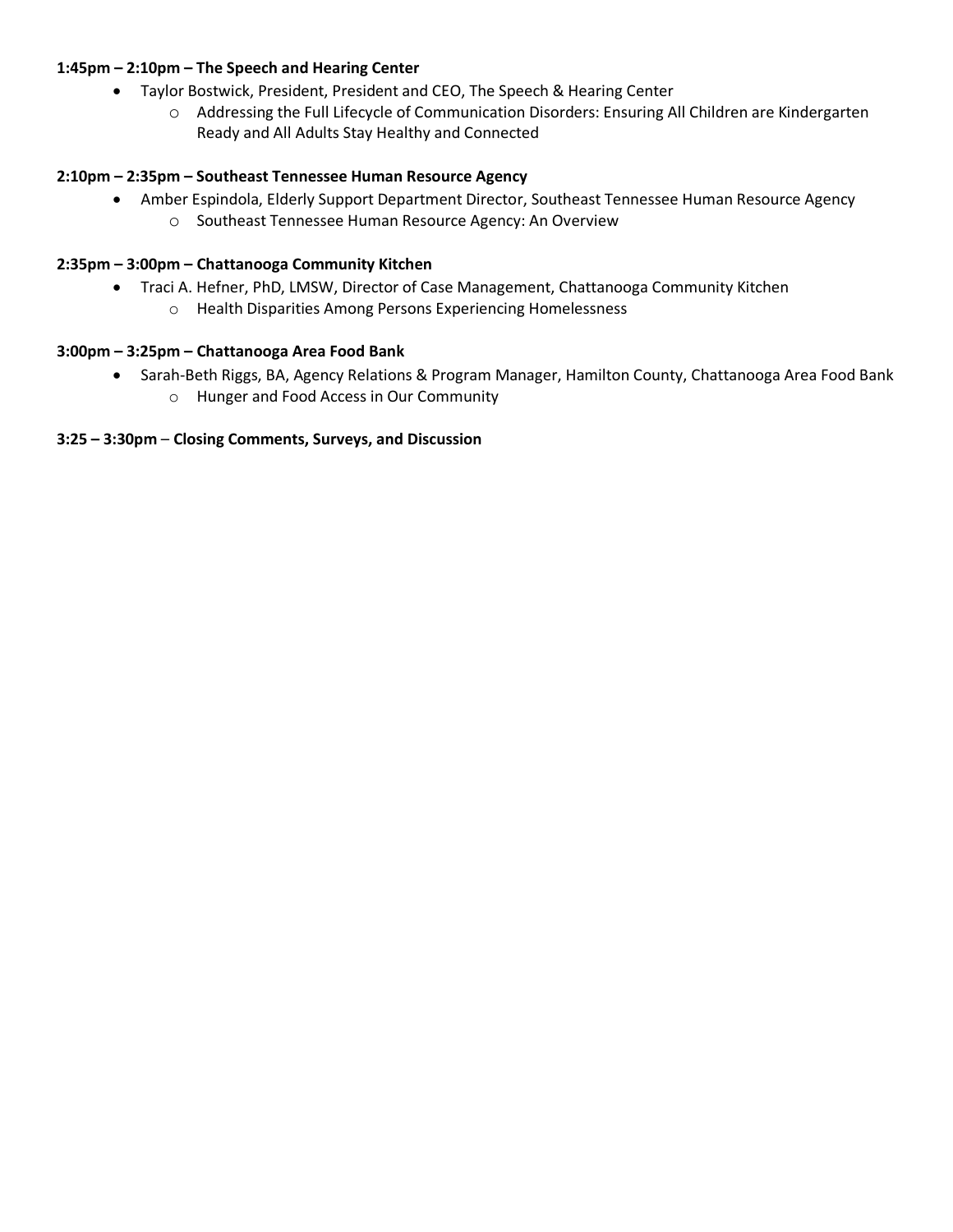**1:45pm – 2:10pm – The Speech and Hearing Center**

- Taylor Bostwick, President, President and CEO, The Speech & Hearing Center
  - Addressing the Full Lifecycle of Communication Disorders: Ensuring All Children are Kindergarten Ready and All Adults Stay Healthy and Connected

**2:10pm – 2:35pm – Southeast Tennessee Human Resource Agency**

- Amber Espindola, Elderly Support Department Director, Southeast Tennessee Human Resource Agency
  - Southeast Tennessee Human Resource Agency: An Overview

**2:35pm – 3:00pm – Chattanooga Community Kitchen**

- Traci A. Hefner, PhD, LMSW, Director of Case Management, Chattanooga Community Kitchen
  - Health Disparities Among Persons Experiencing Homelessness

**3:00pm – 3:25pm – Chattanooga Area Food Bank**

- Sarah-Beth Riggs, BA, Agency Relations & Program Manager, Hamilton County, Chattanooga Area Food Bank
  - Hunger and Food Access in Our Community

**3:25 – 3:30pm** – **Closing Comments, Surveys, and Discussion**